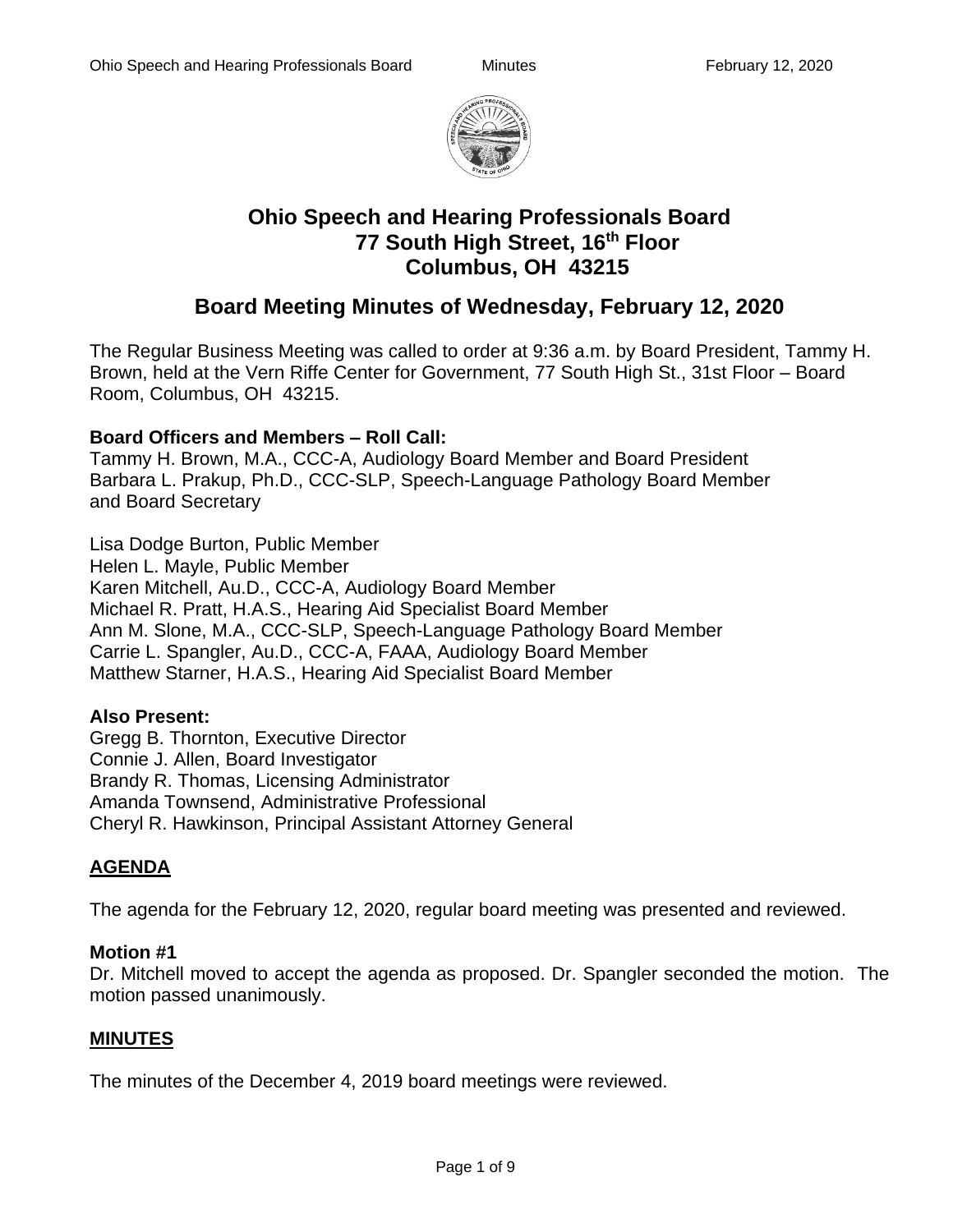# Ohio Speech and Hearing Professionals Board
## 77 South High Street, 16th Floor
## Columbus, OH 43215

## Board Meeting Minutes of Wednesday, February 12, 2020

The Regular Business Meeting was called to order at 9:36 a.m. by Board President, Tammy H. Brown, held at the Vern Riffe Center for Government, 77 South High St., 31st Floor – Board Room, Columbus, OH 43215.

**Board Officers and Members – Roll Call:**
Tammy H. Brown, M.A., CCC-A, Audiology Board Member and Board President
Barbara L. Prakup, Ph.D., CCC-SLP, Speech-Language Pathology Board Member and Board Secretary

Lisa Dodge Burton, Public Member
Helen L. Mayle, Public Member
Karen Mitchell, Au.D., CCC-A, Audiology Board Member
Michael R. Pratt, H.A.S., Hearing Aid Specialist Board Member
Ann M. Slone, M.A., CCC-SLP, Speech-Language Pathology Board Member
Carrie L. Spangler, Au.D., CCC-A, FAAA, Audiology Board Member
Matthew Starner, H.A.S., Hearing Aid Specialist Board Member

**Also Present:**
Gregg B. Thornton, Executive Director
Connie J. Allen, Board Investigator
Brandy R. Thomas, Licensing Administrator
Amanda Townsend, Administrative Professional
Cheryl R. Hawkinson, Principal Assistant Attorney General

## AGENDA

The agenda for the February 12, 2020, regular board meeting was presented and reviewed.

**Motion #1**
Dr. Mitchell moved to accept the agenda as proposed. Dr. Spangler seconded the motion. The motion passed unanimously.

## MINUTES

The minutes of the December 4, 2019 board meetings were reviewed.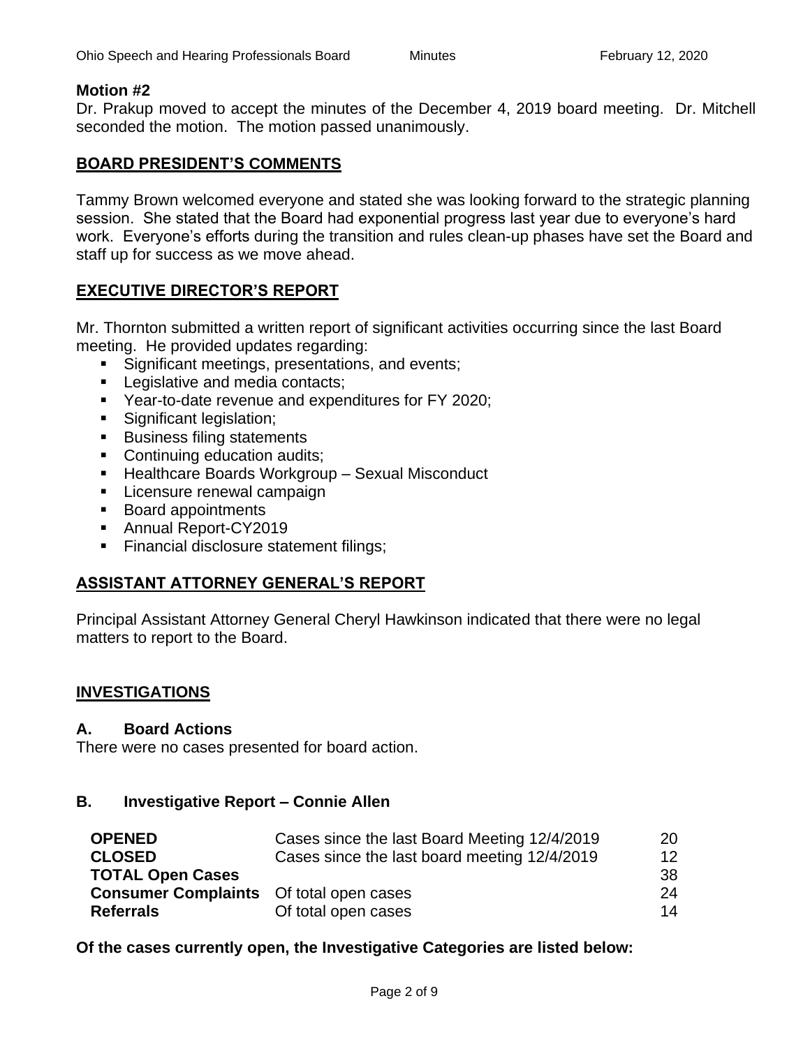**Motion #2**

Dr. Prakup moved to accept the minutes of the December 4, 2019 board meeting. Dr. Mitchell seconded the motion. The motion passed unanimously.

## BOARD PRESIDENT'S COMMENTS

Tammy Brown welcomed everyone and stated she was looking forward to the strategic planning session. She stated that the Board had exponential progress last year due to everyone's hard work. Everyone's efforts during the transition and rules clean-up phases have set the Board and staff up for success as we move ahead.

## EXECUTIVE DIRECTOR'S REPORT

Mr. Thornton submitted a written report of significant activities occurring since the last Board meeting. He provided updates regarding:

- Significant meetings, presentations, and events;
- Legislative and media contacts;
- Year-to-date revenue and expenditures for FY 2020;
- Significant legislation;
- Business filing statements
- Continuing education audits;
- Healthcare Boards Workgroup – Sexual Misconduct
- Licensure renewal campaign
- Board appointments
- Annual Report-CY2019
- Financial disclosure statement filings;

## ASSISTANT ATTORNEY GENERAL'S REPORT

Principal Assistant Attorney General Cheryl Hawkinson indicated that there were no legal matters to report to the Board.

## INVESTIGATIONS

### A. Board Actions

There were no cases presented for board action.

### B. Investigative Report – Connie Allen

| | | |
|---|---|---|
| **OPENED** | Cases since the last Board Meeting 12/4/2019 | 20 |
| **CLOSED** | Cases since the last board meeting 12/4/2019 | 12 |
| **TOTAL Open Cases** | | 38 |
| **Consumer Complaints** | Of total open cases | 24 |
| **Referrals** | Of total open cases | 14 |

**Of the cases currently open, the Investigative Categories are listed below:**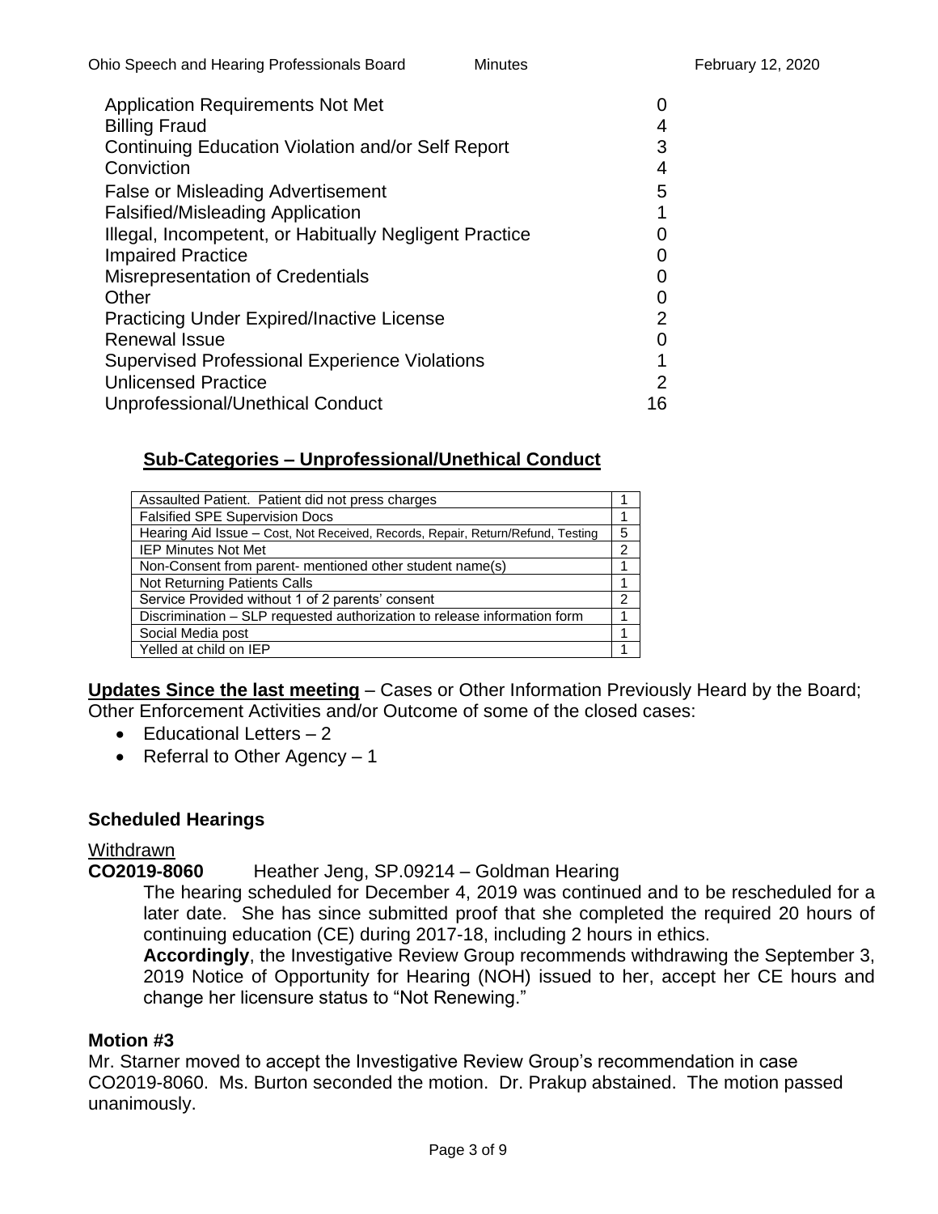| | |
|---|---|
| Application Requirements Not Met | 0 |
| Billing Fraud | 4 |
| Continuing Education Violation and/or Self Report | 3 |
| Conviction | 4 |
| False or Misleading Advertisement | 5 |
| Falsified/Misleading Application | 1 |
| Illegal, Incompetent, or Habitually Negligent Practice | 0 |
| Impaired Practice | 0 |
| Misrepresentation of Credentials | 0 |
| Other | 0 |
| Practicing Under Expired/Inactive License | 2 |
| Renewal Issue | 0 |
| Supervised Professional Experience Violations | 1 |
| Unlicensed Practice | 2 |
| Unprofessional/Unethical Conduct | 16 |

## Sub-Categories – Unprofessional/Unethical Conduct

| | |
|---|---|
| Assaulted Patient. Patient did not press charges | 1 |
| Falsified SPE Supervision Docs | 1 |
| Hearing Aid Issue – Cost, Not Received, Records, Repair, Return/Refund, Testing | 5 |
| IEP Minutes Not Met | 2 |
| Non-Consent from parent- mentioned other student name(s) | 1 |
| Not Returning Patients Calls | 1 |
| Service Provided without 1 of 2 parents' consent | 2 |
| Discrimination – SLP requested authorization to release information form | 1 |
| Social Media post | 1 |
| Yelled at child on IEP | 1 |

**Updates Since the last meeting** – Cases or Other Information Previously Heard by the Board; Other Enforcement Activities and/or Outcome of some of the closed cases:

- Educational Letters – 2
- Referral to Other Agency – 1

### Scheduled Hearings

Withdrawn

**CO2019-8060** Heather Jeng, SP.09214 – Goldman Hearing

The hearing scheduled for December 4, 2019 was continued and to be rescheduled for a later date. She has since submitted proof that she completed the required 20 hours of continuing education (CE) during 2017-18, including 2 hours in ethics.

**Accordingly**, the Investigative Review Group recommends withdrawing the September 3, 2019 Notice of Opportunity for Hearing (NOH) issued to her, accept her CE hours and change her licensure status to "Not Renewing."

### Motion #3

Mr. Starner moved to accept the Investigative Review Group's recommendation in case CO2019-8060. Ms. Burton seconded the motion. Dr. Prakup abstained. The motion passed unanimously.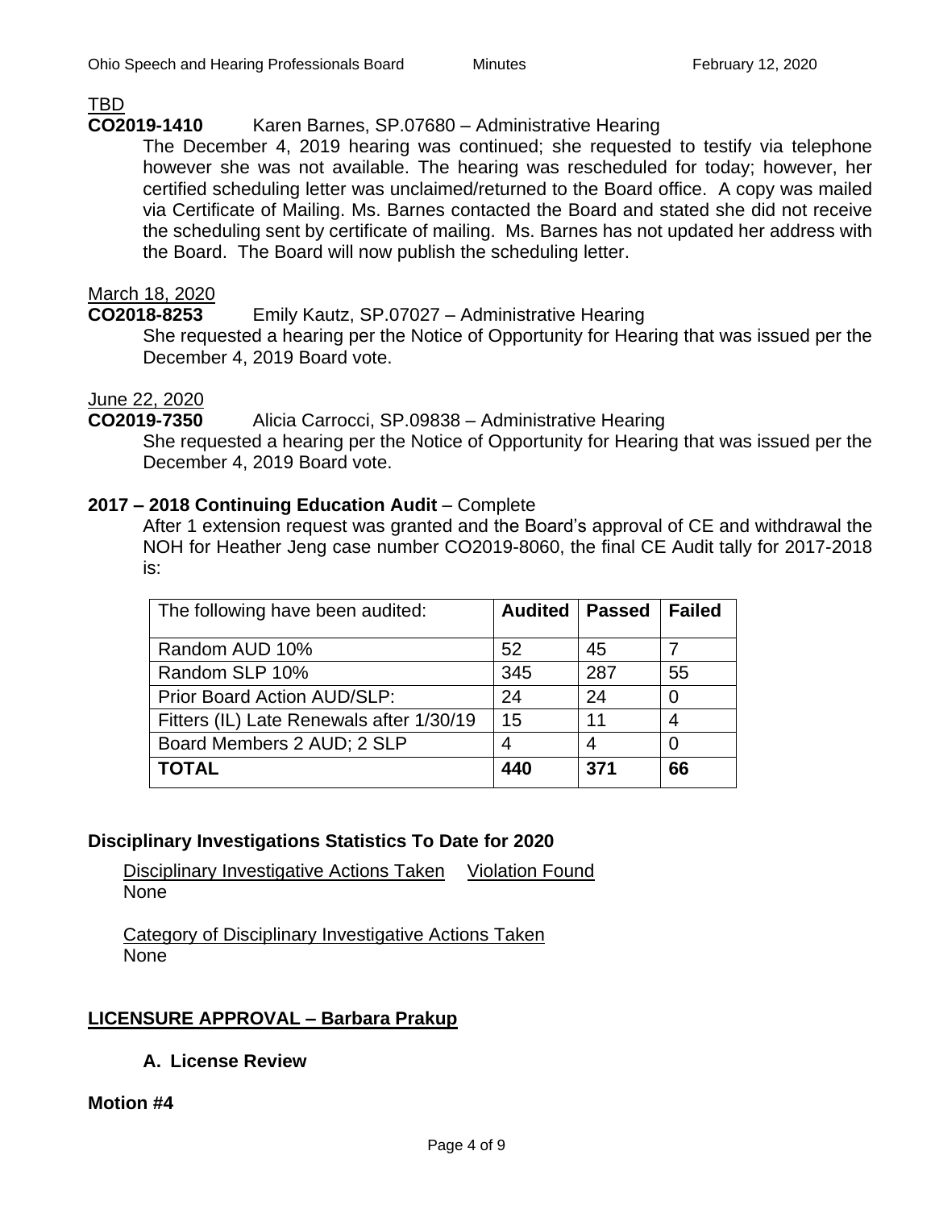TBD

**CO2019-1410** Karen Barnes, SP.07680 – Administrative Hearing

The December 4, 2019 hearing was continued; she requested to testify via telephone however she was not available. The hearing was rescheduled for today; however, her certified scheduling letter was unclaimed/returned to the Board office. A copy was mailed via Certificate of Mailing. Ms. Barnes contacted the Board and stated she did not receive the scheduling sent by certificate of mailing. Ms. Barnes has not updated her address with the Board. The Board will now publish the scheduling letter.

March 18, 2020

**CO2018-8253** Emily Kautz, SP.07027 – Administrative Hearing

She requested a hearing per the Notice of Opportunity for Hearing that was issued per the December 4, 2019 Board vote.

June 22, 2020

**CO2019-7350** Alicia Carrocci, SP.09838 – Administrative Hearing

She requested a hearing per the Notice of Opportunity for Hearing that was issued per the December 4, 2019 Board vote.

**2017 – 2018 Continuing Education Audit** – Complete

After 1 extension request was granted and the Board's approval of CE and withdrawal the NOH for Heather Jeng case number CO2019-8060, the final CE Audit tally for 2017-2018 is:

| The following have been audited: | **Audited** | **Passed** | **Failed** |
|---|---|---|---|
| Random AUD 10% | 52 | 45 | 7 |
| Random SLP 10% | 345 | 287 | 55 |
| Prior Board Action AUD/SLP: | 24 | 24 | 0 |
| Fitters (IL) Late Renewals after 1/30/19 | 15 | 11 | 4 |
| Board Members 2 AUD; 2 SLP | 4 | 4 | 0 |
| **TOTAL** | **440** | **371** | **66** |

**Disciplinary Investigations Statistics To Date for 2020**

Disciplinary Investigative Actions Taken     Violation Found
None

Category of Disciplinary Investigative Actions Taken
None

## LICENSURE APPROVAL – Barbara Prakup

**A. License Review**

**Motion #4**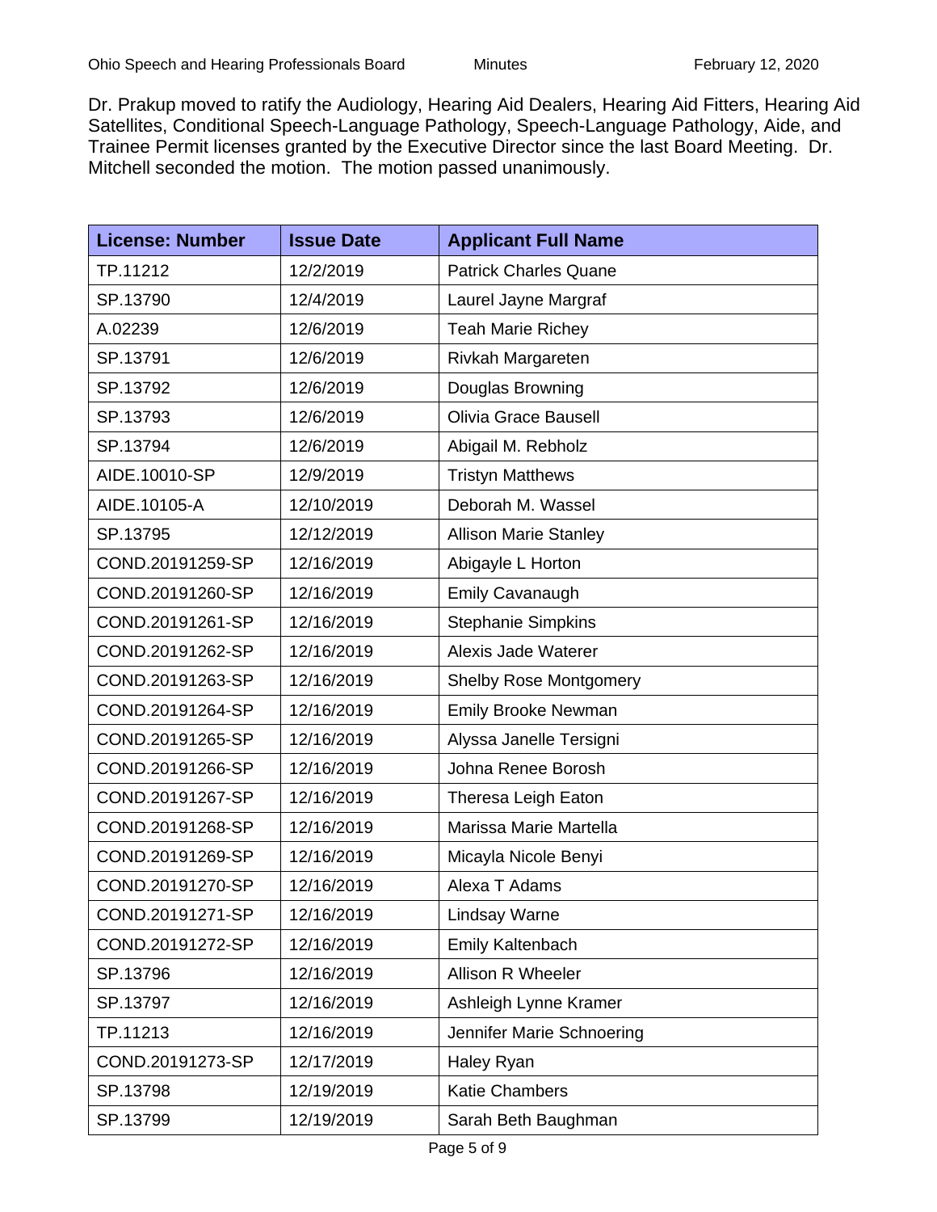Dr. Prakup moved to ratify the Audiology, Hearing Aid Dealers, Hearing Aid Fitters, Hearing Aid Satellites, Conditional Speech-Language Pathology, Speech-Language Pathology, Aide, and Trainee Permit licenses granted by the Executive Director since the last Board Meeting. Dr. Mitchell seconded the motion. The motion passed unanimously.

| License: Number | Issue Date | Applicant Full Name |
|---|---|---|
| TP.11212 | 12/2/2019 | Patrick Charles Quane |
| SP.13790 | 12/4/2019 | Laurel Jayne Margraf |
| A.02239 | 12/6/2019 | Teah Marie Richey |
| SP.13791 | 12/6/2019 | Rivkah Margareten |
| SP.13792 | 12/6/2019 | Douglas Browning |
| SP.13793 | 12/6/2019 | Olivia Grace Bausell |
| SP.13794 | 12/6/2019 | Abigail M. Rebholz |
| AIDE.10010-SP | 12/9/2019 | Tristyn Matthews |
| AIDE.10105-A | 12/10/2019 | Deborah M. Wassel |
| SP.13795 | 12/12/2019 | Allison Marie Stanley |
| COND.20191259-SP | 12/16/2019 | Abigayle L Horton |
| COND.20191260-SP | 12/16/2019 | Emily Cavanaugh |
| COND.20191261-SP | 12/16/2019 | Stephanie Simpkins |
| COND.20191262-SP | 12/16/2019 | Alexis Jade Waterer |
| COND.20191263-SP | 12/16/2019 | Shelby Rose Montgomery |
| COND.20191264-SP | 12/16/2019 | Emily Brooke Newman |
| COND.20191265-SP | 12/16/2019 | Alyssa Janelle Tersigni |
| COND.20191266-SP | 12/16/2019 | Johna Renee Borosh |
| COND.20191267-SP | 12/16/2019 | Theresa Leigh Eaton |
| COND.20191268-SP | 12/16/2019 | Marissa Marie Martella |
| COND.20191269-SP | 12/16/2019 | Micayla Nicole Benyi |
| COND.20191270-SP | 12/16/2019 | Alexa T Adams |
| COND.20191271-SP | 12/16/2019 | Lindsay Warne |
| COND.20191272-SP | 12/16/2019 | Emily Kaltenbach |
| SP.13796 | 12/16/2019 | Allison R Wheeler |
| SP.13797 | 12/16/2019 | Ashleigh Lynne Kramer |
| TP.11213 | 12/16/2019 | Jennifer Marie Schnoering |
| COND.20191273-SP | 12/17/2019 | Haley Ryan |
| SP.13798 | 12/19/2019 | Katie Chambers |
| SP.13799 | 12/19/2019 | Sarah Beth Baughman |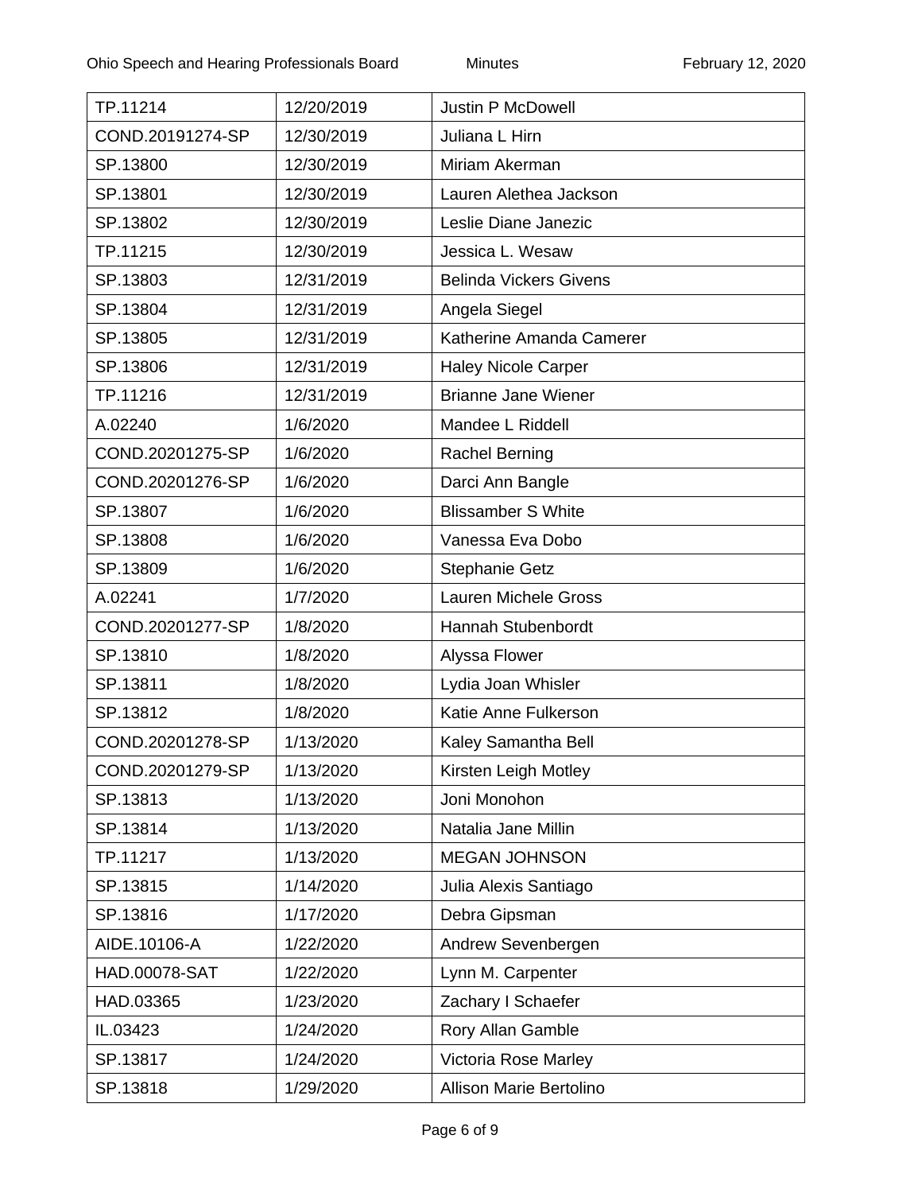| | | |
|---|---|---|
| TP.11214 | 12/20/2019 | Justin P McDowell |
| COND.20191274-SP | 12/30/2019 | Juliana L Hirn |
| SP.13800 | 12/30/2019 | Miriam Akerman |
| SP.13801 | 12/30/2019 | Lauren Alethea Jackson |
| SP.13802 | 12/30/2019 | Leslie Diane Janezic |
| TP.11215 | 12/30/2019 | Jessica L. Wesaw |
| SP.13803 | 12/31/2019 | Belinda Vickers Givens |
| SP.13804 | 12/31/2019 | Angela Siegel |
| SP.13805 | 12/31/2019 | Katherine Amanda Camerer |
| SP.13806 | 12/31/2019 | Haley Nicole Carper |
| TP.11216 | 12/31/2019 | Brianne Jane Wiener |
| A.02240 | 1/6/2020 | Mandee L Riddell |
| COND.20201275-SP | 1/6/2020 | Rachel Berning |
| COND.20201276-SP | 1/6/2020 | Darci Ann Bangle |
| SP.13807 | 1/6/2020 | Blissamber S White |
| SP.13808 | 1/6/2020 | Vanessa Eva Dobo |
| SP.13809 | 1/6/2020 | Stephanie Getz |
| A.02241 | 1/7/2020 | Lauren Michele Gross |
| COND.20201277-SP | 1/8/2020 | Hannah Stubenbordt |
| SP.13810 | 1/8/2020 | Alyssa Flower |
| SP.13811 | 1/8/2020 | Lydia Joan Whisler |
| SP.13812 | 1/8/2020 | Katie Anne Fulkerson |
| COND.20201278-SP | 1/13/2020 | Kaley Samantha Bell |
| COND.20201279-SP | 1/13/2020 | Kirsten Leigh Motley |
| SP.13813 | 1/13/2020 | Joni Monohon |
| SP.13814 | 1/13/2020 | Natalia Jane Millin |
| TP.11217 | 1/13/2020 | MEGAN JOHNSON |
| SP.13815 | 1/14/2020 | Julia Alexis Santiago |
| SP.13816 | 1/17/2020 | Debra Gipsman |
| AIDE.10106-A | 1/22/2020 | Andrew Sevenbergen |
| HAD.00078-SAT | 1/22/2020 | Lynn M. Carpenter |
| HAD.03365 | 1/23/2020 | Zachary I Schaefer |
| IL.03423 | 1/24/2020 | Rory Allan Gamble |
| SP.13817 | 1/24/2020 | Victoria Rose Marley |
| SP.13818 | 1/29/2020 | Allison Marie Bertolino |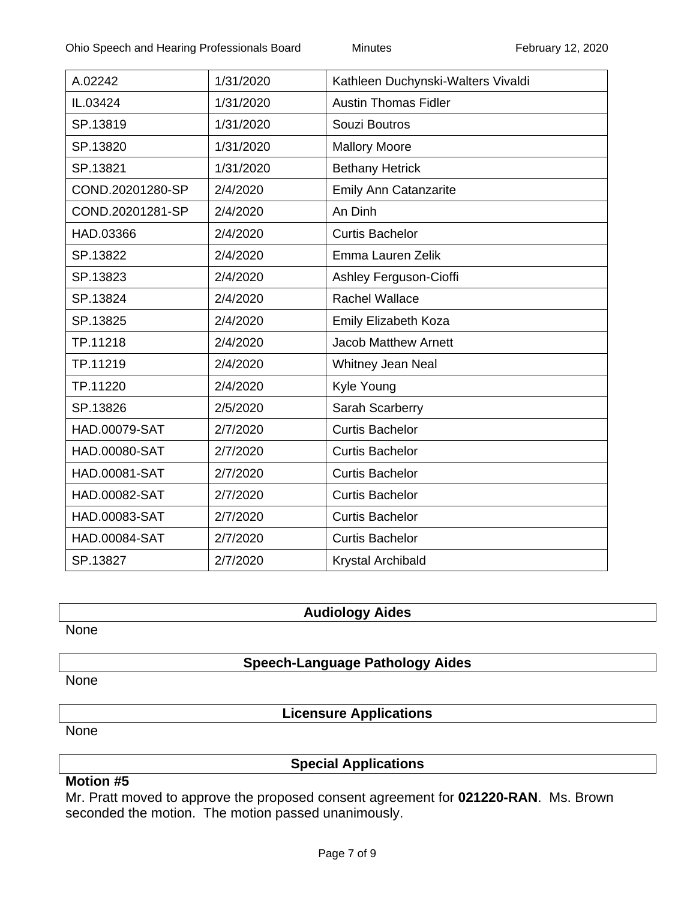| | | |
|---|---|---|
| A.02242 | 1/31/2020 | Kathleen Duchynski-Walters Vivaldi |
| IL.03424 | 1/31/2020 | Austin Thomas Fidler |
| SP.13819 | 1/31/2020 | Souzi Boutros |
| SP.13820 | 1/31/2020 | Mallory Moore |
| SP.13821 | 1/31/2020 | Bethany Hetrick |
| COND.20201280-SP | 2/4/2020 | Emily Ann Catanzarite |
| COND.20201281-SP | 2/4/2020 | An Dinh |
| HAD.03366 | 2/4/2020 | Curtis Bachelor |
| SP.13822 | 2/4/2020 | Emma Lauren Zelik |
| SP.13823 | 2/4/2020 | Ashley Ferguson-Cioffi |
| SP.13824 | 2/4/2020 | Rachel Wallace |
| SP.13825 | 2/4/2020 | Emily Elizabeth Koza |
| TP.11218 | 2/4/2020 | Jacob Matthew Arnett |
| TP.11219 | 2/4/2020 | Whitney Jean Neal |
| TP.11220 | 2/4/2020 | Kyle Young |
| SP.13826 | 2/5/2020 | Sarah Scarberry |
| HAD.00079-SAT | 2/7/2020 | Curtis Bachelor |
| HAD.00080-SAT | 2/7/2020 | Curtis Bachelor |
| HAD.00081-SAT | 2/7/2020 | Curtis Bachelor |
| HAD.00082-SAT | 2/7/2020 | Curtis Bachelor |
| HAD.00083-SAT | 2/7/2020 | Curtis Bachelor |
| HAD.00084-SAT | 2/7/2020 | Curtis Bachelor |
| SP.13827 | 2/7/2020 | Krystal Archibald |

## Audiology Aides

None

## Speech-Language Pathology Aides

None

## Licensure Applications

None

## Special Applications

**Motion #5**

Mr. Pratt moved to approve the proposed consent agreement for **021220-RAN**. Ms. Brown seconded the motion. The motion passed unanimously.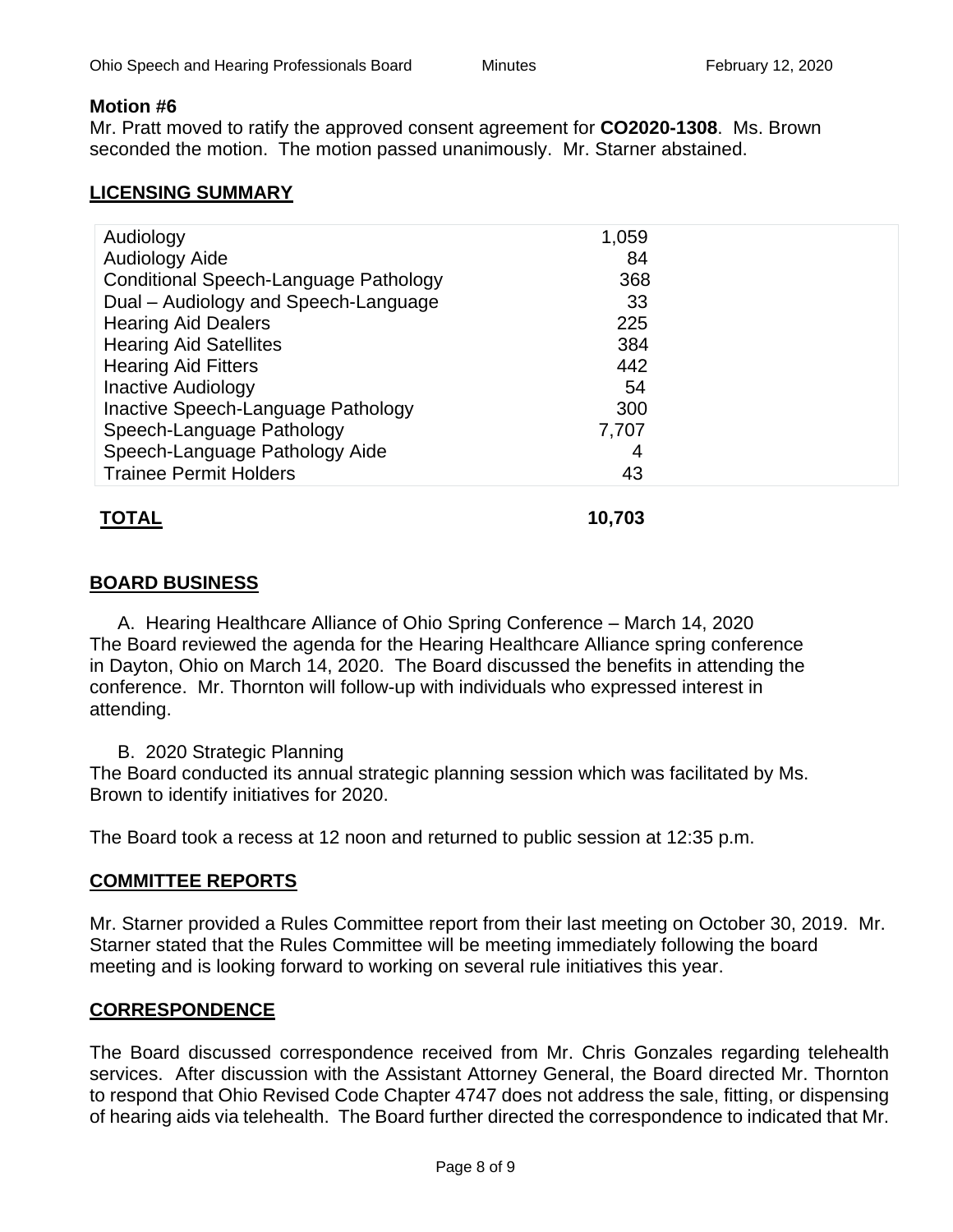**Motion #6**

Mr. Pratt moved to ratify the approved consent agreement for **CO2020-1308**. Ms. Brown seconded the motion. The motion passed unanimously. Mr. Starner abstained.

## LICENSING SUMMARY

| | |
|---|---|
| Audiology | 1,059 |
| Audiology Aide | 84 |
| Conditional Speech-Language Pathology | 368 |
| Dual – Audiology and Speech-Language | 33 |
| Hearing Aid Dealers | 225 |
| Hearing Aid Satellites | 384 |
| Hearing Aid Fitters | 442 |
| Inactive Audiology | 54 |
| Inactive Speech-Language Pathology | 300 |
| Speech-Language Pathology | 7,707 |
| Speech-Language Pathology Aide | 4 |
| Trainee Permit Holders | 43 |
| **TOTAL** | **10,703** |

## BOARD BUSINESS

A. Hearing Healthcare Alliance of Ohio Spring Conference – March 14, 2020

The Board reviewed the agenda for the Hearing Healthcare Alliance spring conference in Dayton, Ohio on March 14, 2020. The Board discussed the benefits in attending the conference. Mr. Thornton will follow-up with individuals who expressed interest in attending.

B. 2020 Strategic Planning

The Board conducted its annual strategic planning session which was facilitated by Ms. Brown to identify initiatives for 2020.

The Board took a recess at 12 noon and returned to public session at 12:35 p.m.

## COMMITTEE REPORTS

Mr. Starner provided a Rules Committee report from their last meeting on October 30, 2019. Mr. Starner stated that the Rules Committee will be meeting immediately following the board meeting and is looking forward to working on several rule initiatives this year.

## CORRESPONDENCE

The Board discussed correspondence received from Mr. Chris Gonzales regarding telehealth services. After discussion with the Assistant Attorney General, the Board directed Mr. Thornton to respond that Ohio Revised Code Chapter 4747 does not address the sale, fitting, or dispensing of hearing aids via telehealth. The Board further directed the correspondence to indicated that Mr.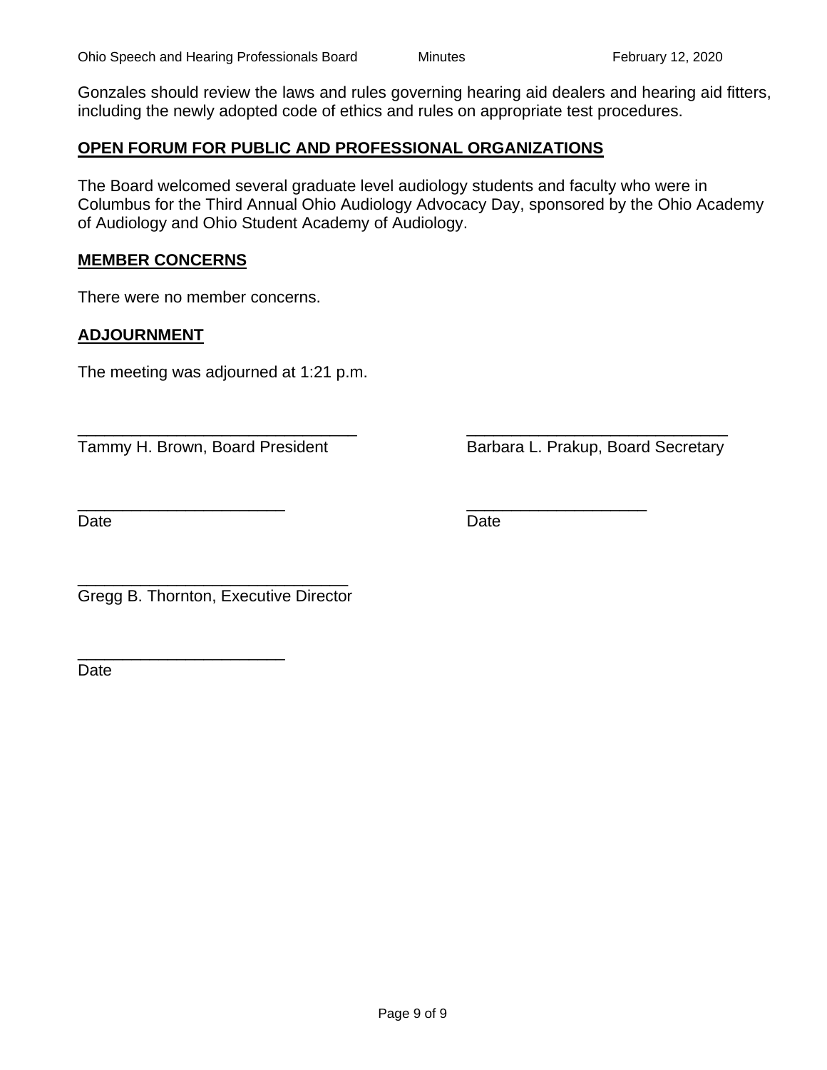Gonzales should review the laws and rules governing hearing aid dealers and hearing aid fitters, including the newly adopted code of ethics and rules on appropriate test procedures.

## OPEN FORUM FOR PUBLIC AND PROFESSIONAL ORGANIZATIONS

The Board welcomed several graduate level audiology students and faculty who were in Columbus for the Third Annual Ohio Audiology Advocacy Day, sponsored by the Ohio Academy of Audiology and Ohio Student Academy of Audiology.

## MEMBER CONCERNS

There were no member concerns.

## ADJOURNMENT

The meeting was adjourned at 1:21 p.m.

_______________________________
Tammy H. Brown, Board President

_______________________
Date

_____________________________
Barbara L. Prakup, Board Secretary

____________________
Date

______________________________
Gregg B. Thornton, Executive Director

_______________________
Date